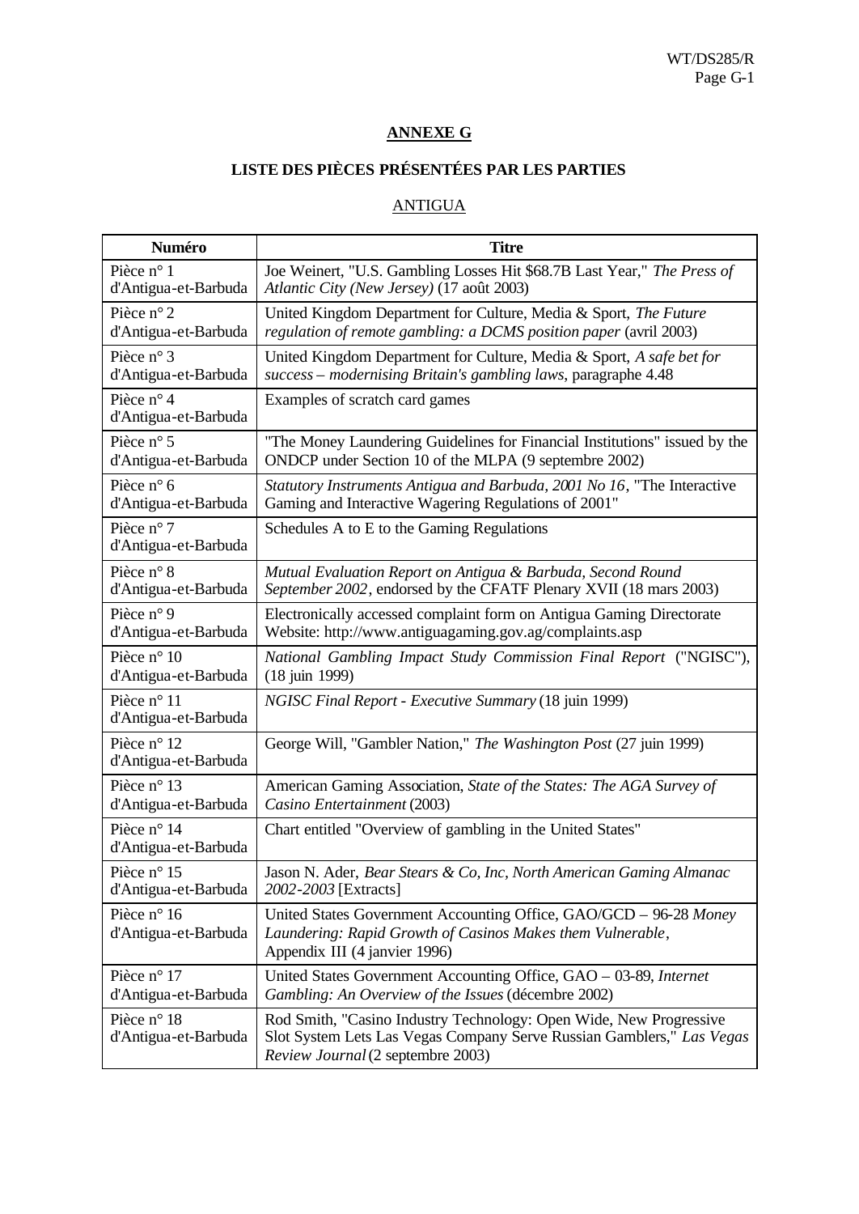## ANNEXE G

## LISTE DES PIÈCES PRÉSENTÉES PAR LES PARTIES

### ANTIGUA

| Numéro | Titre |
|---|---|
| Pièce n° 1 d'Antigua-et-Barbuda | Joe Weinert, "U.S. Gambling Losses Hit $68.7B Last Year," *The Press of Atlantic City (New Jersey)* (17 août 2003) |
| Pièce n° 2 d'Antigua-et-Barbuda | United Kingdom Department for Culture, Media & Sport, *The Future regulation of remote gambling: a DCMS position paper* (avril 2003) |
| Pièce n° 3 d'Antigua-et-Barbuda | United Kingdom Department for Culture, Media & Sport, *A safe bet for success – modernising Britain's gambling laws*, paragraphe 4.48 |
| Pièce n° 4 d'Antigua-et-Barbuda | Examples of scratch card games |
| Pièce n° 5 d'Antigua-et-Barbuda | "The Money Laundering Guidelines for Financial Institutions" issued by the ONDCP under Section 10 of the MLPA (9 septembre 2002) |
| Pièce n° 6 d'Antigua-et-Barbuda | *Statutory Instruments Antigua and Barbuda, 2001 No 16*, "The Interactive Gaming and Interactive Wagering Regulations of 2001" |
| Pièce n° 7 d'Antigua-et-Barbuda | Schedules A to E to the Gaming Regulations |
| Pièce n° 8 d'Antigua-et-Barbuda | *Mutual Evaluation Report on Antigua & Barbuda, Second Round September 2002*, endorsed by the CFATF Plenary XVII (18 mars 2003) |
| Pièce n° 9 d'Antigua-et-Barbuda | Electronically accessed complaint form on Antigua Gaming Directorate Website: http://www.antiguagaming.gov.ag/complaints.asp |
| Pièce n° 10 d'Antigua-et-Barbuda | *National Gambling Impact Study Commission Final Report* ("NGISC"), (18 juin 1999) |
| Pièce n° 11 d'Antigua-et-Barbuda | *NGISC Final Report - Executive Summary* (18 juin 1999) |
| Pièce n° 12 d'Antigua-et-Barbuda | George Will, "Gambler Nation," *The Washington Post* (27 juin 1999) |
| Pièce n° 13 d'Antigua-et-Barbuda | American Gaming Association, *State of the States: The AGA Survey of Casino Entertainment* (2003) |
| Pièce n° 14 d'Antigua-et-Barbuda | Chart entitled "Overview of gambling in the United States" |
| Pièce n° 15 d'Antigua-et-Barbuda | Jason N. Ader, *Bear Stears & Co, Inc, North American Gaming Almanac 2002-2003* [Extracts] |
| Pièce n° 16 d'Antigua-et-Barbuda | United States Government Accounting Office, GAO/GCD – 96-28 *Money Laundering: Rapid Growth of Casinos Makes them Vulnerable*, Appendix III (4 janvier 1996) |
| Pièce n° 17 d'Antigua-et-Barbuda | United States Government Accounting Office, GAO – 03-89, *Internet Gambling: An Overview of the Issues* (décembre 2002) |
| Pièce n° 18 d'Antigua-et-Barbuda | Rod Smith, "Casino Industry Technology: Open Wide, New Progressive Slot System Lets Las Vegas Company Serve Russian Gamblers," *Las Vegas Review Journal* (2 septembre 2003) |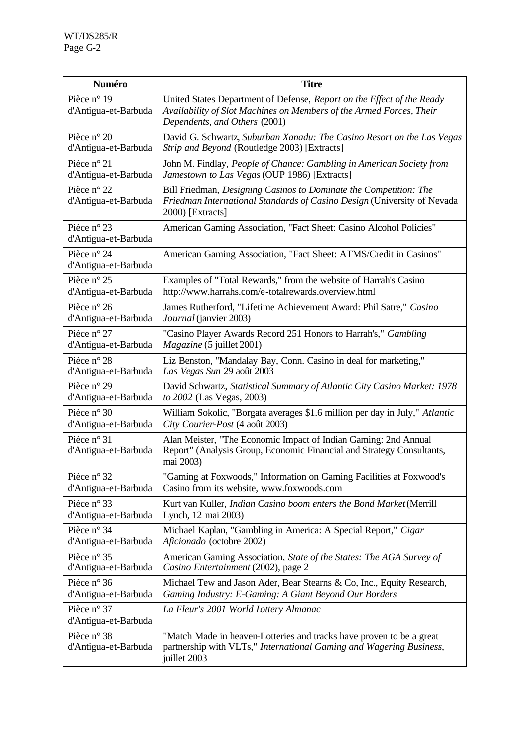| Numéro | Titre |
|---|---|
| Pièce n° 19 d'Antigua-et-Barbuda | United States Department of Defense, *Report on the Effect of the Ready Availability of Slot Machines on Members of the Armed Forces, Their Dependents, and Others* (2001) |
| Pièce n° 20 d'Antigua-et-Barbuda | David G. Schwartz, *Suburban Xanadu: The Casino Resort on the Las Vegas Strip and Beyond* (Routledge 2003) [Extracts] |
| Pièce n° 21 d'Antigua-et-Barbuda | John M. Findlay, *People of Chance: Gambling in American Society from Jamestown to Las Vegas* (OUP 1986) [Extracts] |
| Pièce n° 22 d'Antigua-et-Barbuda | Bill Friedman, *Designing Casinos to Dominate the Competition: The Friedman International Standards of Casino Design* (University of Nevada 2000) [Extracts] |
| Pièce n° 23 d'Antigua-et-Barbuda | American Gaming Association, "Fact Sheet: Casino Alcohol Policies" |
| Pièce n° 24 d'Antigua-et-Barbuda | American Gaming Association, "Fact Sheet: ATMS/Credit in Casinos" |
| Pièce n° 25 d'Antigua-et-Barbuda | Examples of "Total Rewards," from the website of Harrah's Casino http://www.harrahs.com/e-totalrewards.overview.html |
| Pièce n° 26 d'Antigua-et-Barbuda | James Rutherford, "Lifetime Achievement Award: Phil Satre," *Casino Journal* (janvier 2003) |
| Pièce n° 27 d'Antigua-et-Barbuda | "Casino Player Awards Record 251 Honors to Harrah's," *Gambling Magazine* (5 juillet 2001) |
| Pièce n° 28 d'Antigua-et-Barbuda | Liz Benston, "Mandalay Bay, Conn. Casino in deal for marketing," *Las Vegas Sun* 29 août 2003 |
| Pièce n° 29 d'Antigua-et-Barbuda | David Schwartz, *Statistical Summary of Atlantic City Casino Market: 1978 to 2002* (Las Vegas, 2003) |
| Pièce n° 30 d'Antigua-et-Barbuda | William Sokolic, "Borgata averages $1.6 million per day in July," *Atlantic City Courier-Post* (4 août 2003) |
| Pièce n° 31 d'Antigua-et-Barbuda | Alan Meister, "The Economic Impact of Indian Gaming: 2nd Annual Report" (Analysis Group, Economic Financial and Strategy Consultants, mai 2003) |
| Pièce n° 32 d'Antigua-et-Barbuda | "Gaming at Foxwoods," Information on Gaming Facilities at Foxwood's Casino from its website, www.foxwoods.com |
| Pièce n° 33 d'Antigua-et-Barbuda | Kurt van Kuller, *Indian Casino boom enters the Bond Market* (Merrill Lynch, 12 mai 2003) |
| Pièce n° 34 d'Antigua-et-Barbuda | Michael Kaplan, "Gambling in America: A Special Report," *Cigar Aficionado* (octobre 2002) |
| Pièce n° 35 d'Antigua-et-Barbuda | American Gaming Association, *State of the States: The AGA Survey of Casino Entertainment* (2002), page 2 |
| Pièce n° 36 d'Antigua-et-Barbuda | Michael Tew and Jason Ader, Bear Stearns & Co, Inc., Equity Research, *Gaming Industry: E-Gaming: A Giant Beyond Our Borders* |
| Pièce n° 37 d'Antigua-et-Barbuda | *La Fleur's 2001 World Lottery Almanac* |
| Pièce n° 38 d'Antigua-et-Barbuda | "Match Made in heaven-Lotteries and tracks have proven to be a great partnership with VLTs," *International Gaming and Wagering Business*, juillet 2003 |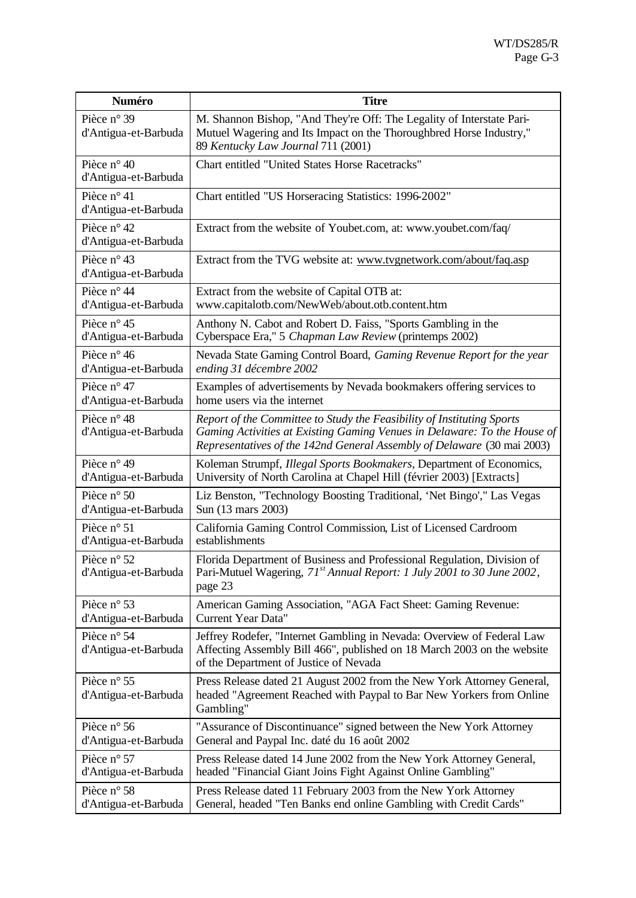| Numéro | Titre |
|---|---|
| Pièce n° 39 d'Antigua-et-Barbuda | M. Shannon Bishop, "And They're Off: The Legality of Interstate Pari-Mutuel Wagering and Its Impact on the Thoroughbred Horse Industry," 89 *Kentucky Law Journal* 711 (2001) |
| Pièce n° 40 d'Antigua-et-Barbuda | Chart entitled "United States Horse Racetracks" |
| Pièce n° 41 d'Antigua-et-Barbuda | Chart entitled "US Horseracing Statistics: 1996-2002" |
| Pièce n° 42 d'Antigua-et-Barbuda | Extract from the website of Youbet.com, at: www.youbet.com/faq/ |
| Pièce n° 43 d'Antigua-et-Barbuda | Extract from the TVG website at: www.tvgnetwork.com/about/faq.asp |
| Pièce n° 44 d'Antigua-et-Barbuda | Extract from the website of Capital OTB at: www.capitalotb.com/NewWeb/about.otb.content.htm |
| Pièce n° 45 d'Antigua-et-Barbuda | Anthony N. Cabot and Robert D. Faiss, "Sports Gambling in the Cyberspace Era," 5 *Chapman Law Review* (printemps 2002) |
| Pièce n° 46 d'Antigua-et-Barbuda | Nevada State Gaming Control Board, *Gaming Revenue Report for the year ending 31 décembre 2002* |
| Pièce n° 47 d'Antigua-et-Barbuda | Examples of advertisements by Nevada bookmakers offering services to home users via the internet |
| Pièce n° 48 d'Antigua-et-Barbuda | *Report of the Committee to Study the Feasibility of Instituting Sports Gaming Activities at Existing Gaming Venues in Delaware: To the House of Representatives of the 142nd General Assembly of Delaware* (30 mai 2003) |
| Pièce n° 49 d'Antigua-et-Barbuda | Koleman Strumpf, *Illegal Sports Bookmakers*, Department of Economics, University of North Carolina at Chapel Hill (février 2003) [Extracts] |
| Pièce n° 50 d'Antigua-et-Barbuda | Liz Benston, "Technology Boosting Traditional, 'Net Bingo'," Las Vegas Sun (13 mars 2003) |
| Pièce n° 51 d'Antigua-et-Barbuda | California Gaming Control Commission, List of Licensed Cardroom establishments |
| Pièce n° 52 d'Antigua-et-Barbuda | Florida Department of Business and Professional Regulation, Division of Pari-Mutuel Wagering, *71st Annual Report: 1 July 2001 to 30 June 2002*, page 23 |
| Pièce n° 53 d'Antigua-et-Barbuda | American Gaming Association, "AGA Fact Sheet: Gaming Revenue: Current Year Data" |
| Pièce n° 54 d'Antigua-et-Barbuda | Jeffrey Rodefer, "Internet Gambling in Nevada: Overview of Federal Law Affecting Assembly Bill 466", published on 18 March 2003 on the website of the Department of Justice of Nevada |
| Pièce n° 55 d'Antigua-et-Barbuda | Press Release dated 21 August 2002 from the New York Attorney General, headed "Agreement Reached with Paypal to Bar New Yorkers from Online Gambling" |
| Pièce n° 56 d'Antigua-et-Barbuda | "Assurance of Discontinuance" signed between the New York Attorney General and Paypal Inc. daté du 16 août 2002 |
| Pièce n° 57 d'Antigua-et-Barbuda | Press Release dated 14 June 2002 from the New York Attorney General, headed "Financial Giant Joins Fight Against Online Gambling" |
| Pièce n° 58 d'Antigua-et-Barbuda | Press Release dated 11 February 2003 from the New York Attorney General, headed "Ten Banks end online Gambling with Credit Cards" |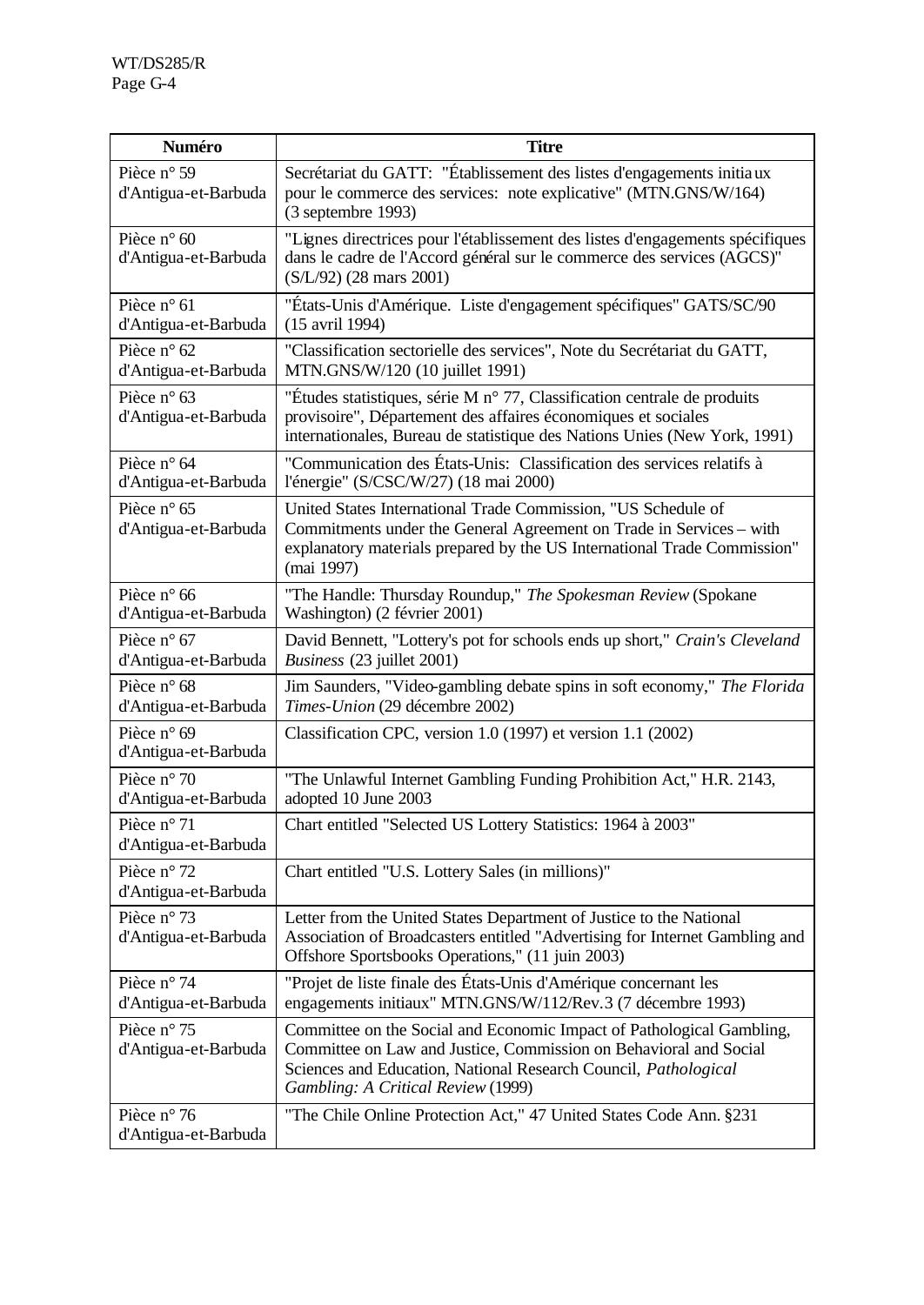| Numéro | Titre |
|---|---|
| Pièce n° 59 d'Antigua-et-Barbuda | Secrétariat du GATT: "Établissement des listes d'engagements initiaux pour le commerce des services: note explicative" (MTN.GNS/W/164) (3 septembre 1993) |
| Pièce n° 60 d'Antigua-et-Barbuda | "Lignes directrices pour l'établissement des listes d'engagements spécifiques dans le cadre de l'Accord général sur le commerce des services (AGCS)" (S/L/92) (28 mars 2001) |
| Pièce n° 61 d'Antigua-et-Barbuda | "États-Unis d'Amérique. Liste d'engagement spécifiques" GATS/SC/90 (15 avril 1994) |
| Pièce n° 62 d'Antigua-et-Barbuda | "Classification sectorielle des services", Note du Secrétariat du GATT, MTN.GNS/W/120 (10 juillet 1991) |
| Pièce n° 63 d'Antigua-et-Barbuda | "Études statistiques, série M n° 77, Classification centrale de produits provisoire", Département des affaires économiques et sociales internationales, Bureau de statistique des Nations Unies (New York, 1991) |
| Pièce n° 64 d'Antigua-et-Barbuda | "Communication des États-Unis: Classification des services relatifs à l'énergie" (S/CSC/W/27) (18 mai 2000) |
| Pièce n° 65 d'Antigua-et-Barbuda | United States International Trade Commission, "US Schedule of Commitments under the General Agreement on Trade in Services – with explanatory materials prepared by the US International Trade Commission" (mai 1997) |
| Pièce n° 66 d'Antigua-et-Barbuda | "The Handle: Thursday Roundup," *The Spokesman Review* (Spokane Washington) (2 février 2001) |
| Pièce n° 67 d'Antigua-et-Barbuda | David Bennett, "Lottery's pot for schools ends up short," *Crain's Cleveland Business* (23 juillet 2001) |
| Pièce n° 68 d'Antigua-et-Barbuda | Jim Saunders, "Video-gambling debate spins in soft economy," *The Florida Times-Union* (29 décembre 2002) |
| Pièce n° 69 d'Antigua-et-Barbuda | Classification CPC, version 1.0 (1997) et version 1.1 (2002) |
| Pièce n° 70 d'Antigua-et-Barbuda | "The Unlawful Internet Gambling Funding Prohibition Act," H.R. 2143, adopted 10 June 2003 |
| Pièce n° 71 d'Antigua-et-Barbuda | Chart entitled "Selected US Lottery Statistics: 1964 à 2003" |
| Pièce n° 72 d'Antigua-et-Barbuda | Chart entitled "U.S. Lottery Sales (in millions)" |
| Pièce n° 73 d'Antigua-et-Barbuda | Letter from the United States Department of Justice to the National Association of Broadcasters entitled "Advertising for Internet Gambling and Offshore Sportsbooks Operations," (11 juin 2003) |
| Pièce n° 74 d'Antigua-et-Barbuda | "Projet de liste finale des États-Unis d'Amérique concernant les engagements initiaux" MTN.GNS/W/112/Rev.3 (7 décembre 1993) |
| Pièce n° 75 d'Antigua-et-Barbuda | Committee on the Social and Economic Impact of Pathological Gambling, Committee on Law and Justice, Commission on Behavioral and Social Sciences and Education, National Research Council, *Pathological Gambling: A Critical Review* (1999) |
| Pièce n° 76 d'Antigua-et-Barbuda | "The Chile Online Protection Act," 47 United States Code Ann. §231 |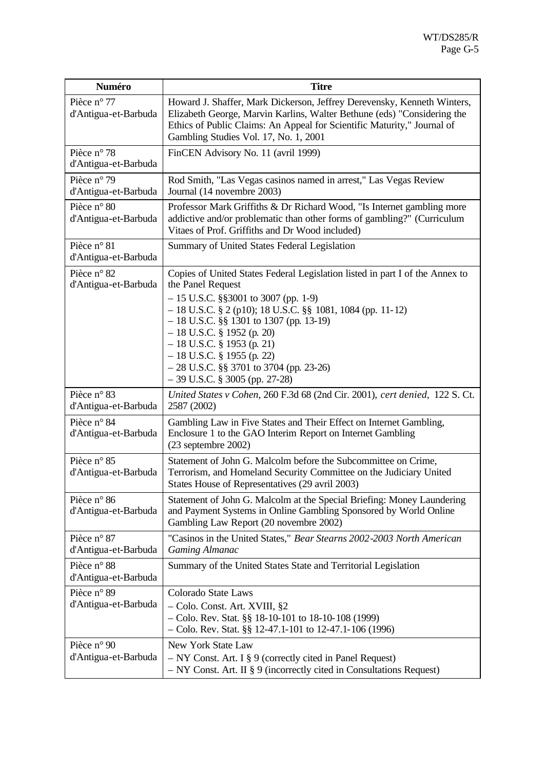| Numéro | Titre |
|---|---|
| Pièce n° 77 d'Antigua-et-Barbuda | Howard J. Shaffer, Mark Dickerson, Jeffrey Derevensky, Kenneth Winters, Elizabeth George, Marvin Karlins, Walter Bethune (eds) "Considering the Ethics of Public Claims: An Appeal for Scientific Maturity," Journal of Gambling Studies Vol. 17, No. 1, 2001 |
| Pièce n° 78 d'Antigua-et-Barbuda | FinCEN Advisory No. 11 (avril 1999) |
| Pièce n° 79 d'Antigua-et-Barbuda | Rod Smith, "Las Vegas casinos named in arrest," Las Vegas Review Journal (14 novembre 2003) |
| Pièce n° 80 d'Antigua-et-Barbuda | Professor Mark Griffiths & Dr Richard Wood, "Is Internet gambling more addictive and/or problematic than other forms of gambling?" (Curriculum Vitaes of Prof. Griffiths and Dr Wood included) |
| Pièce n° 81 d'Antigua-et-Barbuda | Summary of United States Federal Legislation |
| Pièce n° 82 d'Antigua-et-Barbuda | Copies of United States Federal Legislation listed in part I of the Annex to the Panel Request<br>– 15 U.S.C. §§3001 to 3007 (pp. 1-9)<br>– 18 U.S.C. § 2 (p10); 18 U.S.C. §§ 1081, 1084 (pp. 11-12)<br>– 18 U.S.C. §§ 1301 to 1307 (pp. 13-19)<br>– 18 U.S.C. § 1952 (p. 20)<br>– 18 U.S.C. § 1953 (p. 21)<br>– 18 U.S.C. § 1955 (p. 22)<br>– 28 U.S.C. §§ 3701 to 3704 (pp. 23-26)<br>– 39 U.S.C. § 3005 (pp. 27-28) |
| Pièce n° 83 d'Antigua-et-Barbuda | *United States v Cohen*, 260 F.3d 68 (2nd Cir. 2001), *cert denied*, 122 S. Ct. 2587 (2002) |
| Pièce n° 84 d'Antigua-et-Barbuda | Gambling Law in Five States and Their Effect on Internet Gambling, Enclosure 1 to the GAO Interim Report on Internet Gambling (23 septembre 2002) |
| Pièce n° 85 d'Antigua-et-Barbuda | Statement of John G. Malcolm before the Subcommittee on Crime, Terrorism, and Homeland Security Committee on the Judiciary United States House of Representatives (29 avril 2003) |
| Pièce n° 86 d'Antigua-et-Barbuda | Statement of John G. Malcolm at the Special Briefing: Money Laundering and Payment Systems in Online Gambling Sponsored by World Online Gambling Law Report (20 novembre 2002) |
| Pièce n° 87 d'Antigua-et-Barbuda | "Casinos in the United States," *Bear Stearns 2002-2003 North American Gaming Almanac* |
| Pièce n° 88 d'Antigua-et-Barbuda | Summary of the United States State and Territorial Legislation |
| Pièce n° 89 d'Antigua-et-Barbuda | Colorado State Laws<br>– Colo. Const. Art. XVIII, §2<br>– Colo. Rev. Stat. §§ 18-10-101 to 18-10-108 (1999)<br>– Colo. Rev. Stat. §§ 12-47.1-101 to 12-47.1-106 (1996) |
| Pièce n° 90 d'Antigua-et-Barbuda | New York State Law<br>– NY Const. Art. I § 9 (correctly cited in Panel Request)<br>– NY Const. Art. II § 9 (incorrectly cited in Consultations Request) |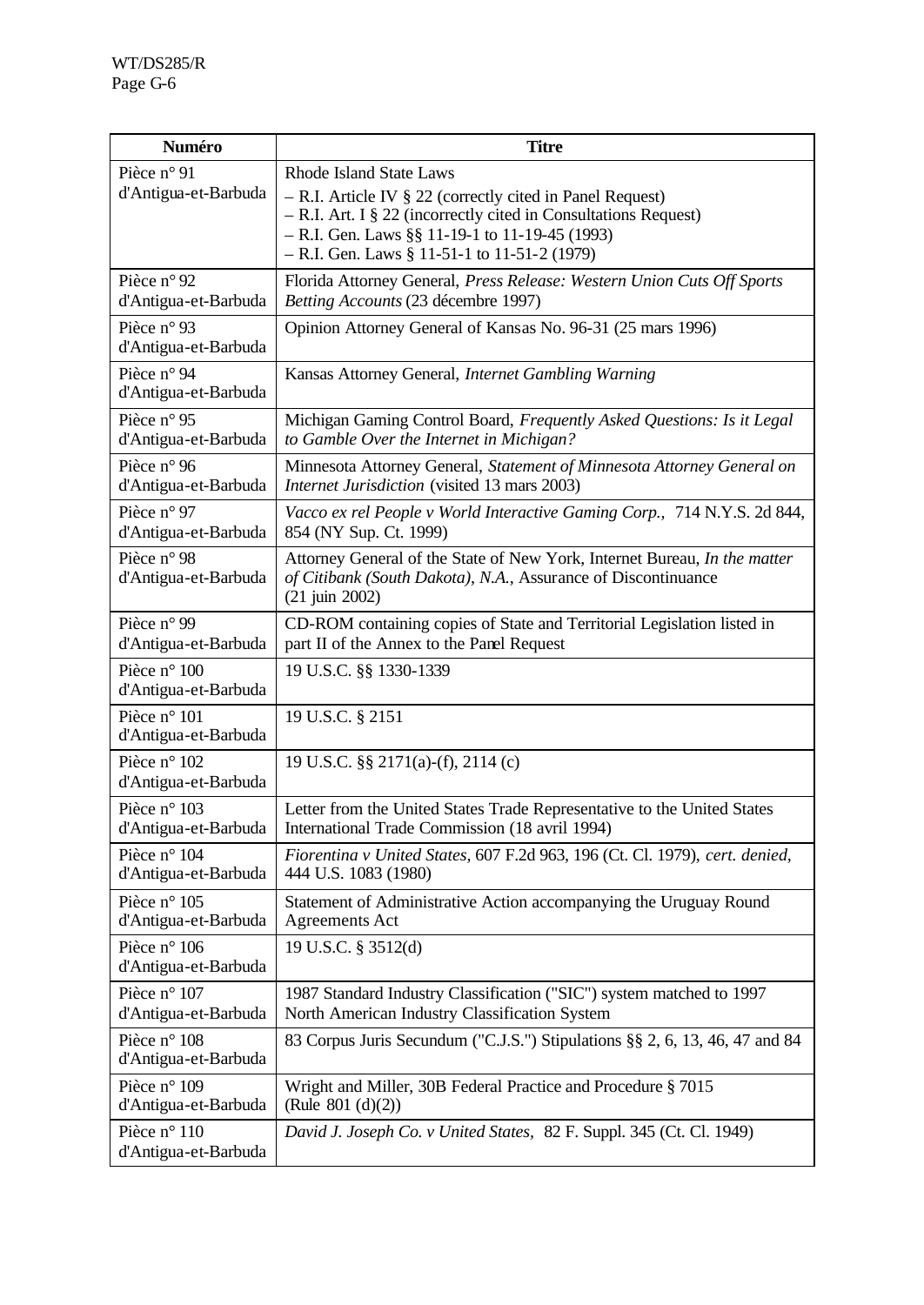| Numéro | Titre |
|---|---|
| Pièce n° 91 d'Antigua-et-Barbuda | Rhode Island State Laws<br>– R.I. Article IV § 22 (correctly cited in Panel Request)<br>– R.I. Art. I § 22 (incorrectly cited in Consultations Request)<br>– R.I. Gen. Laws §§ 11-19-1 to 11-19-45 (1993)<br>– R.I. Gen. Laws § 11-51-1 to 11-51-2 (1979) |
| Pièce n° 92 d'Antigua-et-Barbuda | Florida Attorney General, *Press Release: Western Union Cuts Off Sports Betting Accounts* (23 décembre 1997) |
| Pièce n° 93 d'Antigua-et-Barbuda | Opinion Attorney General of Kansas No. 96-31 (25 mars 1996) |
| Pièce n° 94 d'Antigua-et-Barbuda | Kansas Attorney General, *Internet Gambling Warning* |
| Pièce n° 95 d'Antigua-et-Barbuda | Michigan Gaming Control Board, *Frequently Asked Questions: Is it Legal to Gamble Over the Internet in Michigan?* |
| Pièce n° 96 d'Antigua-et-Barbuda | Minnesota Attorney General, *Statement of Minnesota Attorney General on Internet Jurisdiction* (visited 13 mars 2003) |
| Pièce n° 97 d'Antigua-et-Barbuda | *Vacco ex rel People v World Interactive Gaming Corp.,* 714 N.Y.S. 2d 844, 854 (NY Sup. Ct. 1999) |
| Pièce n° 98 d'Antigua-et-Barbuda | Attorney General of the State of New York, Internet Bureau, *In the matter of Citibank (South Dakota), N.A.,* Assurance of Discontinuance (21 juin 2002) |
| Pièce n° 99 d'Antigua-et-Barbuda | CD-ROM containing copies of State and Territorial Legislation listed in part II of the Annex to the Panel Request |
| Pièce n° 100 d'Antigua-et-Barbuda | 19 U.S.C. §§ 1330-1339 |
| Pièce n° 101 d'Antigua-et-Barbuda | 19 U.S.C. § 2151 |
| Pièce n° 102 d'Antigua-et-Barbuda | 19 U.S.C. §§ 2171(a)-(f), 2114 (c) |
| Pièce n° 103 d'Antigua-et-Barbuda | Letter from the United States Trade Representative to the United States International Trade Commission (18 avril 1994) |
| Pièce n° 104 d'Antigua-et-Barbuda | *Fiorentina v United States,* 607 F.2d 963, 196 (Ct. Cl. 1979), *cert. denied,* 444 U.S. 1083 (1980) |
| Pièce n° 105 d'Antigua-et-Barbuda | Statement of Administrative Action accompanying the Uruguay Round Agreements Act |
| Pièce n° 106 d'Antigua-et-Barbuda | 19 U.S.C. § 3512(d) |
| Pièce n° 107 d'Antigua-et-Barbuda | 1987 Standard Industry Classification ("SIC") system matched to 1997 North American Industry Classification System |
| Pièce n° 108 d'Antigua-et-Barbuda | 83 Corpus Juris Secundum ("C.J.S.") Stipulations §§ 2, 6, 13, 46, 47 and 84 |
| Pièce n° 109 d'Antigua-et-Barbuda | Wright and Miller, 30B Federal Practice and Procedure § 7015 (Rule 801 (d)(2)) |
| Pièce n° 110 d'Antigua-et-Barbuda | *David J. Joseph Co. v United States,* 82 F. Suppl. 345 (Ct. Cl. 1949) |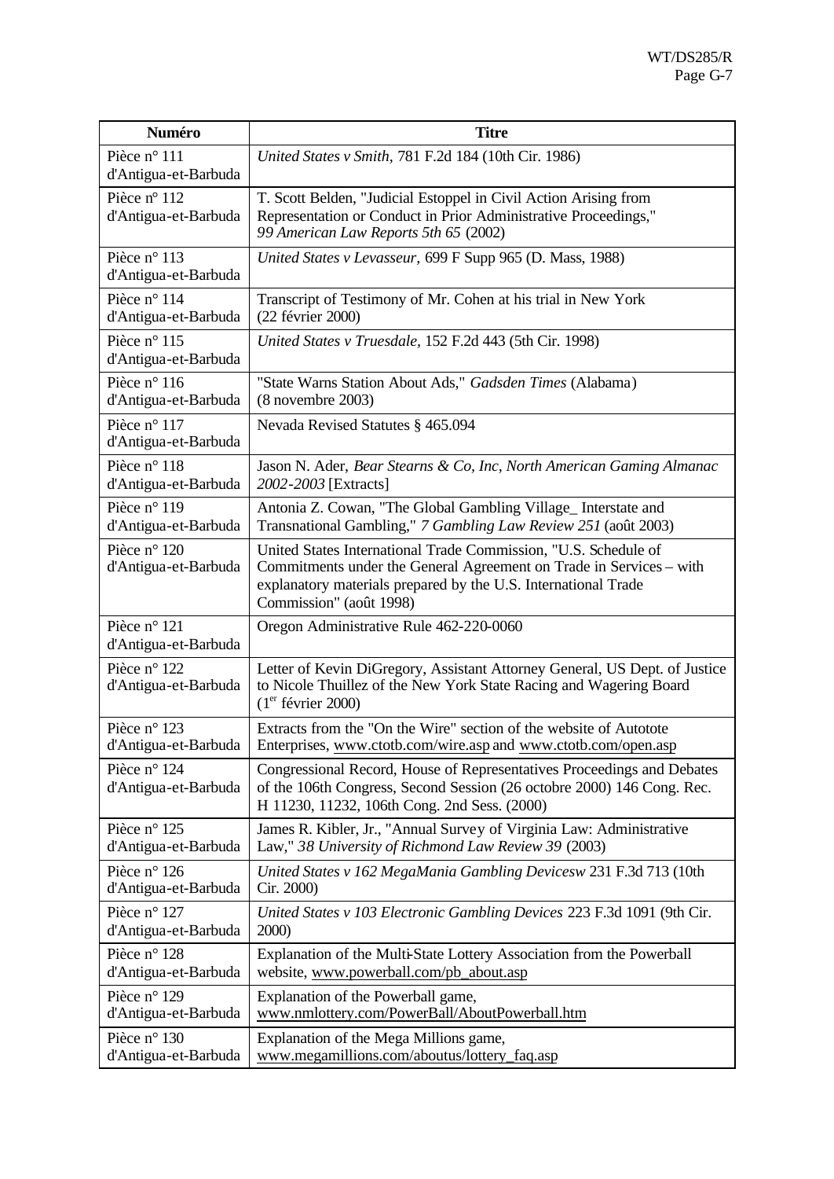| Numéro | Titre |
|---|---|
| Pièce n° 111 d'Antigua-et-Barbuda | *United States v Smith,* 781 F.2d 184 (10th Cir. 1986) |
| Pièce n° 112 d'Antigua-et-Barbuda | T. Scott Belden, "Judicial Estoppel in Civil Action Arising from Representation or Conduct in Prior Administrative Proceedings," *99 American Law Reports 5th 65* (2002) |
| Pièce n° 113 d'Antigua-et-Barbuda | *United States v Levasseur,* 699 F Supp 965 (D. Mass, 1988) |
| Pièce n° 114 d'Antigua-et-Barbuda | Transcript of Testimony of Mr. Cohen at his trial in New York (22 février 2000) |
| Pièce n° 115 d'Antigua-et-Barbuda | *United States v Truesdale,* 152 F.2d 443 (5th Cir. 1998) |
| Pièce n° 116 d'Antigua-et-Barbuda | "State Warns Station About Ads," *Gadsden Times* (Alabama) (8 novembre 2003) |
| Pièce n° 117 d'Antigua-et-Barbuda | Nevada Revised Statutes § 465.094 |
| Pièce n° 118 d'Antigua-et-Barbuda | Jason N. Ader, *Bear Stearns & Co, Inc, North American Gaming Almanac 2002-2003* [Extracts] |
| Pièce n° 119 d'Antigua-et-Barbuda | Antonia Z. Cowan, "The Global Gambling Village_ Interstate and Transnational Gambling," *7 Gambling Law Review 251* (août 2003) |
| Pièce n° 120 d'Antigua-et-Barbuda | United States International Trade Commission, "U.S. Schedule of Commitments under the General Agreement on Trade in Services – with explanatory materials prepared by the U.S. International Trade Commission" (août 1998) |
| Pièce n° 121 d'Antigua-et-Barbuda | Oregon Administrative Rule 462-220-0060 |
| Pièce n° 122 d'Antigua-et-Barbuda | Letter of Kevin DiGregory, Assistant Attorney General, US Dept. of Justice to Nicole Thuillez of the New York State Racing and Wagering Board (1er février 2000) |
| Pièce n° 123 d'Antigua-et-Barbuda | Extracts from the "On the Wire" section of the website of Autotote Enterprises, www.ctotb.com/wire.asp and www.ctotb.com/open.asp |
| Pièce n° 124 d'Antigua-et-Barbuda | Congressional Record, House of Representatives Proceedings and Debates of the 106th Congress, Second Session (26 octobre 2000) 146 Cong. Rec. H 11230, 11232, 106th Cong. 2nd Sess. (2000) |
| Pièce n° 125 d'Antigua-et-Barbuda | James R. Kibler, Jr., "Annual Survey of Virginia Law: Administrative Law," *38 University of Richmond Law Review 39* (2003) |
| Pièce n° 126 d'Antigua-et-Barbuda | *United States v 162 MegaMania Gambling Devicesw* 231 F.3d 713 (10th Cir. 2000) |
| Pièce n° 127 d'Antigua-et-Barbuda | *United States v 103 Electronic Gambling Devices* 223 F.3d 1091 (9th Cir. 2000) |
| Pièce n° 128 d'Antigua-et-Barbuda | Explanation of the Multi-State Lottery Association from the Powerball website, www.powerball.com/pb_about.asp |
| Pièce n° 129 d'Antigua-et-Barbuda | Explanation of the Powerball game, www.nmlottery.com/PowerBall/AboutPowerball.htm |
| Pièce n° 130 d'Antigua-et-Barbuda | Explanation of the Mega Millions game, www.megamillions.com/aboutus/lottery_faq.asp |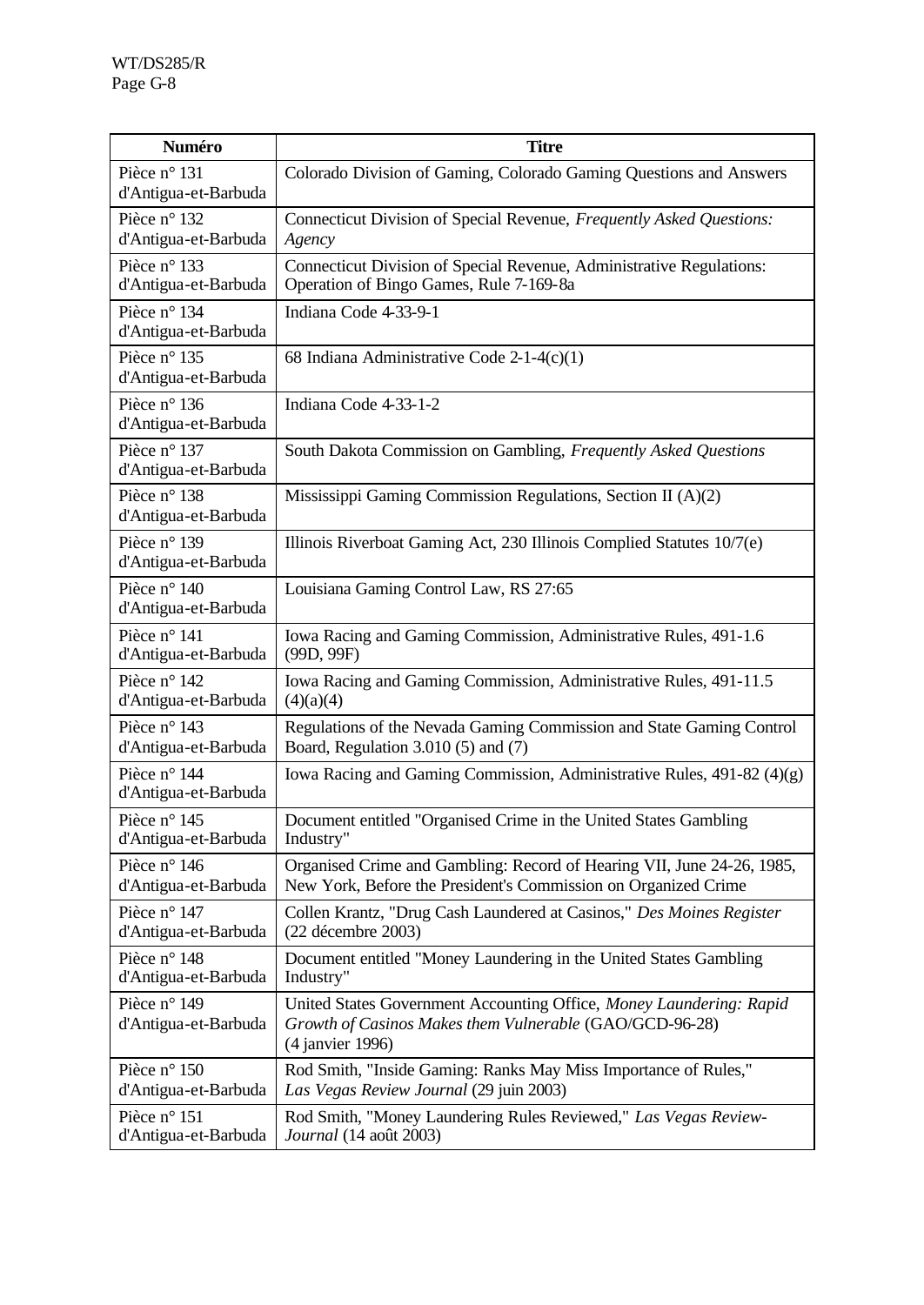| Numéro | Titre |
| --- | --- |
| Pièce n° 131 d'Antigua-et-Barbuda | Colorado Division of Gaming, Colorado Gaming Questions and Answers |
| Pièce n° 132 d'Antigua-et-Barbuda | Connecticut Division of Special Revenue, *Frequently Asked Questions: Agency* |
| Pièce n° 133 d'Antigua-et-Barbuda | Connecticut Division of Special Revenue, Administrative Regulations: Operation of Bingo Games, Rule 7-169-8a |
| Pièce n° 134 d'Antigua-et-Barbuda | Indiana Code 4-33-9-1 |
| Pièce n° 135 d'Antigua-et-Barbuda | 68 Indiana Administrative Code 2-1-4(c)(1) |
| Pièce n° 136 d'Antigua-et-Barbuda | Indiana Code 4-33-1-2 |
| Pièce n° 137 d'Antigua-et-Barbuda | South Dakota Commission on Gambling, *Frequently Asked Questions* |
| Pièce n° 138 d'Antigua-et-Barbuda | Mississippi Gaming Commission Regulations, Section II (A)(2) |
| Pièce n° 139 d'Antigua-et-Barbuda | Illinois Riverboat Gaming Act, 230 Illinois Complied Statutes 10/7(e) |
| Pièce n° 140 d'Antigua-et-Barbuda | Louisiana Gaming Control Law, RS 27:65 |
| Pièce n° 141 d'Antigua-et-Barbuda | Iowa Racing and Gaming Commission, Administrative Rules, 491-1.6 (99D, 99F) |
| Pièce n° 142 d'Antigua-et-Barbuda | Iowa Racing and Gaming Commission, Administrative Rules, 491-11.5 (4)(a)(4) |
| Pièce n° 143 d'Antigua-et-Barbuda | Regulations of the Nevada Gaming Commission and State Gaming Control Board, Regulation 3.010 (5) and (7) |
| Pièce n° 144 d'Antigua-et-Barbuda | Iowa Racing and Gaming Commission, Administrative Rules, 491-82 (4)(g) |
| Pièce n° 145 d'Antigua-et-Barbuda | Document entitled "Organised Crime in the United States Gambling Industry" |
| Pièce n° 146 d'Antigua-et-Barbuda | Organised Crime and Gambling: Record of Hearing VII, June 24-26, 1985, New York, Before the President's Commission on Organized Crime |
| Pièce n° 147 d'Antigua-et-Barbuda | Collen Krantz, "Drug Cash Laundered at Casinos," *Des Moines Register* (22 décembre 2003) |
| Pièce n° 148 d'Antigua-et-Barbuda | Document entitled "Money Laundering in the United States Gambling Industry" |
| Pièce n° 149 d'Antigua-et-Barbuda | United States Government Accounting Office, *Money Laundering: Rapid Growth of Casinos Makes them Vulnerable* (GAO/GCD-96-28) (4 janvier 1996) |
| Pièce n° 150 d'Antigua-et-Barbuda | Rod Smith, "Inside Gaming: Ranks May Miss Importance of Rules," *Las Vegas Review Journal* (29 juin 2003) |
| Pièce n° 151 d'Antigua-et-Barbuda | Rod Smith, "Money Laundering Rules Reviewed," *Las Vegas Review-Journal* (14 août 2003) |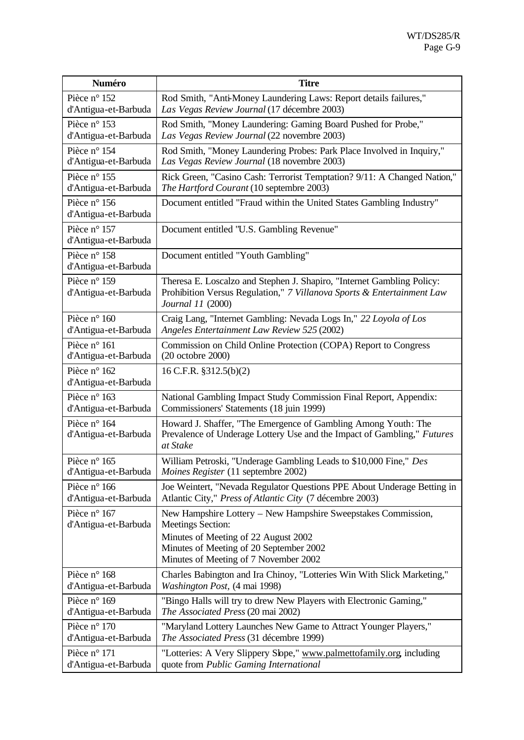| Numéro | Titre |
|---|---|
| Pièce n° 152 d'Antigua-et-Barbuda | Rod Smith, "Anti-Money Laundering Laws: Report details failures," *Las Vegas Review Journal* (17 décembre 2003) |
| Pièce n° 153 d'Antigua-et-Barbuda | Rod Smith, "Money Laundering: Gaming Board Pushed for Probe," *Las Vegas Review Journal* (22 novembre 2003) |
| Pièce n° 154 d'Antigua-et-Barbuda | Rod Smith, "Money Laundering Probes: Park Place Involved in Inquiry," *Las Vegas Review Journal* (18 novembre 2003) |
| Pièce n° 155 d'Antigua-et-Barbuda | Rick Green, "Casino Cash: Terrorist Temptation? 9/11: A Changed Nation," *The Hartford Courant* (10 septembre 2003) |
| Pièce n° 156 d'Antigua-et-Barbuda | Document entitled "Fraud within the United States Gambling Industry" |
| Pièce n° 157 d'Antigua-et-Barbuda | Document entitled "U.S. Gambling Revenue" |
| Pièce n° 158 d'Antigua-et-Barbuda | Document entitled "Youth Gambling" |
| Pièce n° 159 d'Antigua-et-Barbuda | Theresa E. Loscalzo and Stephen J. Shapiro, "Internet Gambling Policy: Prohibition Versus Regulation," *7 Villanova Sports & Entertainment Law Journal 11* (2000) |
| Pièce n° 160 d'Antigua-et-Barbuda | Craig Lang, "Internet Gambling: Nevada Logs In," *22 Loyola of Los Angeles Entertainment Law Review 525* (2002) |
| Pièce n° 161 d'Antigua-et-Barbuda | Commission on Child Online Protection (COPA) Report to Congress (20 octobre 2000) |
| Pièce n° 162 d'Antigua-et-Barbuda | 16 C.F.R. §312.5(b)(2) |
| Pièce n° 163 d'Antigua-et-Barbuda | National Gambling Impact Study Commission Final Report, Appendix: Commissioners' Statements (18 juin 1999) |
| Pièce n° 164 d'Antigua-et-Barbuda | Howard J. Shaffer, "The Emergence of Gambling Among Youth: The Prevalence of Underage Lottery Use and the Impact of Gambling," *Futures at Stake* |
| Pièce n° 165 d'Antigua-et-Barbuda | William Petroski, "Underage Gambling Leads to $10,000 Fine," *Des Moines Register* (11 septembre 2002) |
| Pièce n° 166 d'Antigua-et-Barbuda | Joe Weintert, "Nevada Regulator Questions PPE About Underage Betting in Atlantic City," *Press of Atlantic City* (7 décembre 2003) |
| Pièce n° 167 d'Antigua-et-Barbuda | New Hampshire Lottery – New Hampshire Sweepstakes Commission, Meetings Section:<br>Minutes of Meeting of 22 August 2002<br>Minutes of Meeting of 20 September 2002<br>Minutes of Meeting of 7 November 2002 |
| Pièce n° 168 d'Antigua-et-Barbuda | Charles Babington and Ira Chinoy, "Lotteries Win With Slick Marketing," *Washington Post*, (4 mai 1998) |
| Pièce n° 169 d'Antigua-et-Barbuda | "Bingo Halls will try to drew New Players with Electronic Gaming," *The Associated Press* (20 mai 2002) |
| Pièce n° 170 d'Antigua-et-Barbuda | "Maryland Lottery Launches New Game to Attract Younger Players," *The Associated Press* (31 décembre 1999) |
| Pièce n° 171 d'Antigua-et-Barbuda | "Lotteries: A Very Slippery Slope," www.palmettofamily.org, including quote from *Public Gaming International* |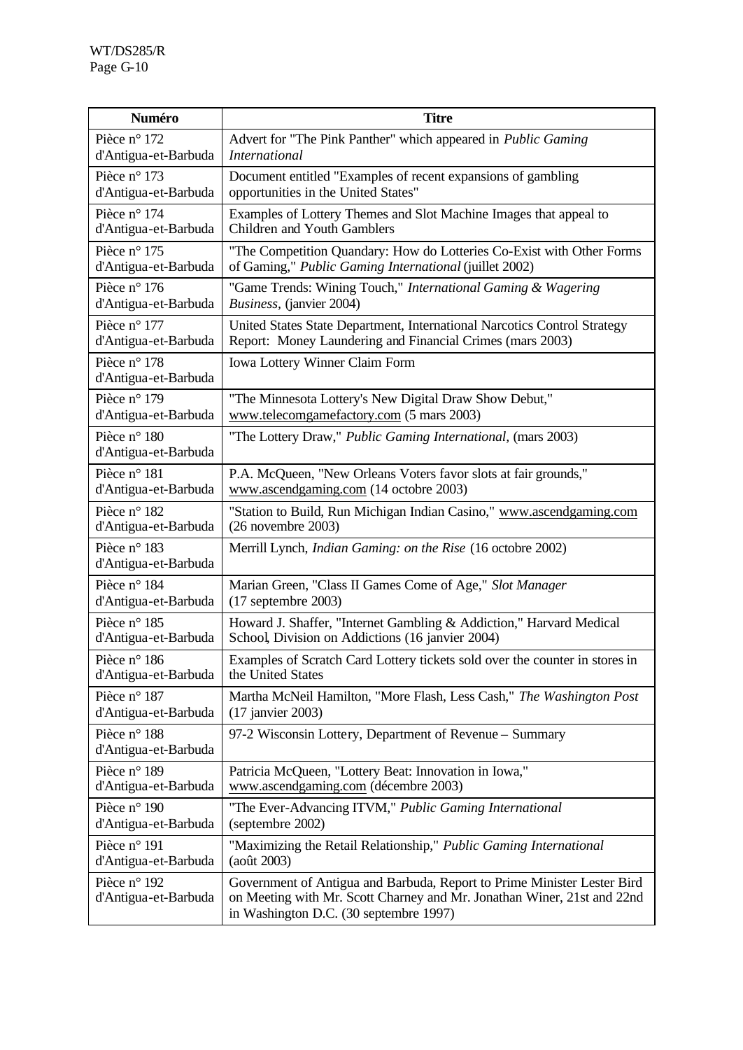| Numéro | Titre |
| --- | --- |
| Pièce n° 172 d'Antigua-et-Barbuda | Advert for "The Pink Panther" which appeared in *Public Gaming International* |
| Pièce n° 173 d'Antigua-et-Barbuda | Document entitled "Examples of recent expansions of gambling opportunities in the United States" |
| Pièce n° 174 d'Antigua-et-Barbuda | Examples of Lottery Themes and Slot Machine Images that appeal to Children and Youth Gamblers |
| Pièce n° 175 d'Antigua-et-Barbuda | "The Competition Quandary: How do Lotteries Co-Exist with Other Forms of Gaming," *Public Gaming International* (juillet 2002) |
| Pièce n° 176 d'Antigua-et-Barbuda | "Game Trends: Wining Touch," *International Gaming & Wagering Business*, (janvier 2004) |
| Pièce n° 177 d'Antigua-et-Barbuda | United States State Department, International Narcotics Control Strategy Report: Money Laundering and Financial Crimes (mars 2003) |
| Pièce n° 178 d'Antigua-et-Barbuda | Iowa Lottery Winner Claim Form |
| Pièce n° 179 d'Antigua-et-Barbuda | "The Minnesota Lottery's New Digital Draw Show Debut," www.telecomgamefactory.com (5 mars 2003) |
| Pièce n° 180 d'Antigua-et-Barbuda | "The Lottery Draw," *Public Gaming International*, (mars 2003) |
| Pièce n° 181 d'Antigua-et-Barbuda | P.A. McQueen, "New Orleans Voters favor slots at fair grounds," www.ascendgaming.com (14 octobre 2003) |
| Pièce n° 182 d'Antigua-et-Barbuda | "Station to Build, Run Michigan Indian Casino," www.ascendgaming.com (26 novembre 2003) |
| Pièce n° 183 d'Antigua-et-Barbuda | Merrill Lynch, *Indian Gaming: on the Rise* (16 octobre 2002) |
| Pièce n° 184 d'Antigua-et-Barbuda | Marian Green, "Class II Games Come of Age," *Slot Manager* (17 septembre 2003) |
| Pièce n° 185 d'Antigua-et-Barbuda | Howard J. Shaffer, "Internet Gambling & Addiction," Harvard Medical School, Division on Addictions (16 janvier 2004) |
| Pièce n° 186 d'Antigua-et-Barbuda | Examples of Scratch Card Lottery tickets sold over the counter in stores in the United States |
| Pièce n° 187 d'Antigua-et-Barbuda | Martha McNeil Hamilton, "More Flash, Less Cash," *The Washington Post* (17 janvier 2003) |
| Pièce n° 188 d'Antigua-et-Barbuda | 97-2 Wisconsin Lottery, Department of Revenue – Summary |
| Pièce n° 189 d'Antigua-et-Barbuda | Patricia McQueen, "Lottery Beat: Innovation in Iowa," www.ascendgaming.com (décembre 2003) |
| Pièce n° 190 d'Antigua-et-Barbuda | "The Ever-Advancing ITVM," *Public Gaming International* (septembre 2002) |
| Pièce n° 191 d'Antigua-et-Barbuda | "Maximizing the Retail Relationship," *Public Gaming International* (août 2003) |
| Pièce n° 192 d'Antigua-et-Barbuda | Government of Antigua and Barbuda, Report to Prime Minister Lester Bird on Meeting with Mr. Scott Charney and Mr. Jonathan Winer, 21st and 22nd in Washington D.C. (30 septembre 1997) |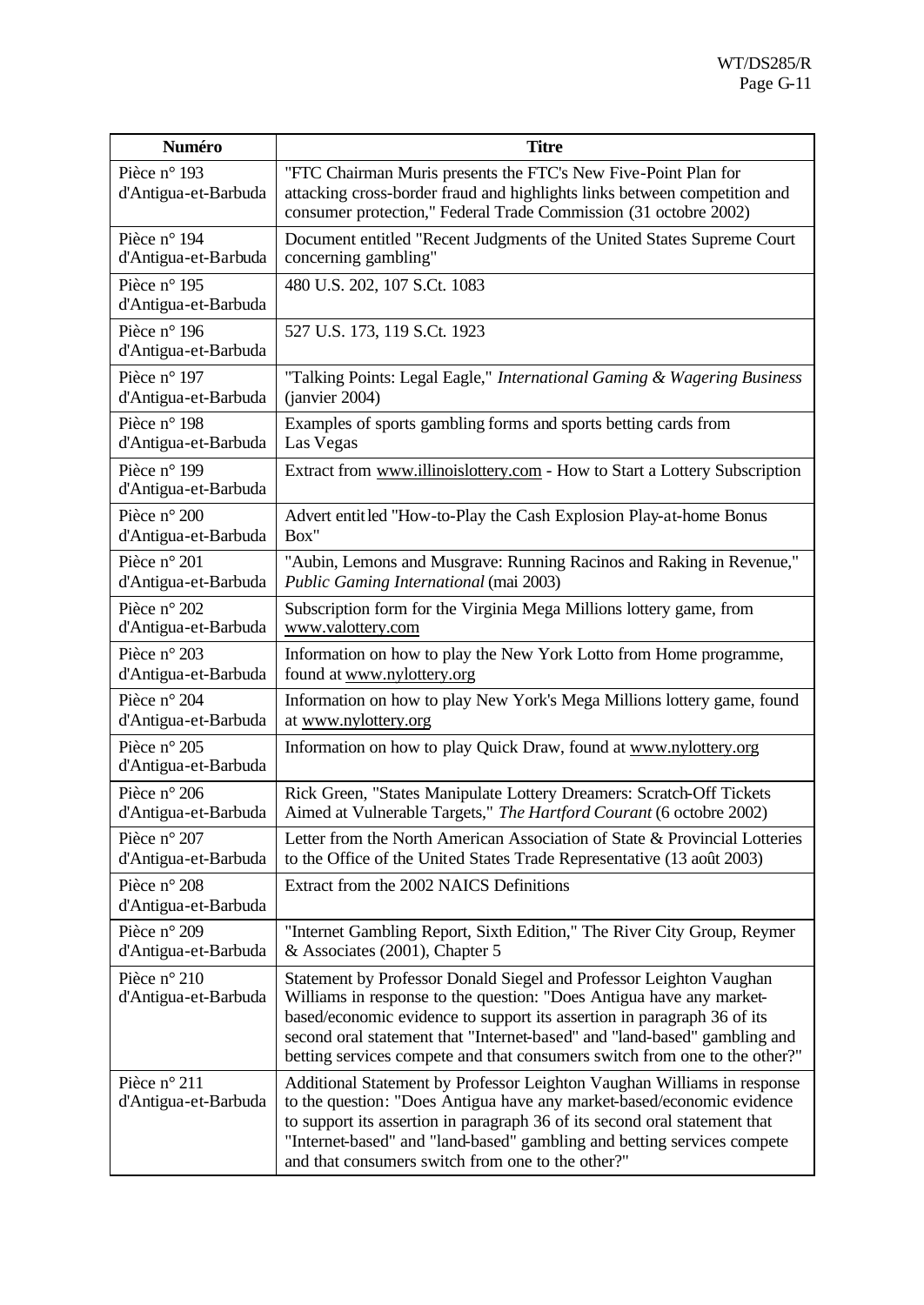| Numéro | Titre |
|---|---|
| Pièce n° 193 d'Antigua-et-Barbuda | "FTC Chairman Muris presents the FTC's New Five-Point Plan for attacking cross-border fraud and highlights links between competition and consumer protection," Federal Trade Commission (31 octobre 2002) |
| Pièce n° 194 d'Antigua-et-Barbuda | Document entitled "Recent Judgments of the United States Supreme Court concerning gambling" |
| Pièce n° 195 d'Antigua-et-Barbuda | 480 U.S. 202, 107 S.Ct. 1083 |
| Pièce n° 196 d'Antigua-et-Barbuda | 527 U.S. 173, 119 S.Ct. 1923 |
| Pièce n° 197 d'Antigua-et-Barbuda | "Talking Points: Legal Eagle," *International Gaming & Wagering Business* (janvier 2004) |
| Pièce n° 198 d'Antigua-et-Barbuda | Examples of sports gambling forms and sports betting cards from Las Vegas |
| Pièce n° 199 d'Antigua-et-Barbuda | Extract from www.illinoislottery.com - How to Start a Lottery Subscription |
| Pièce n° 200 d'Antigua-et-Barbuda | Advert entitled "How-to-Play the Cash Explosion Play-at-home Bonus Box" |
| Pièce n° 201 d'Antigua-et-Barbuda | "Aubin, Lemons and Musgrave: Running Racinos and Raking in Revenue," *Public Gaming International* (mai 2003) |
| Pièce n° 202 d'Antigua-et-Barbuda | Subscription form for the Virginia Mega Millions lottery game, from www.valottery.com |
| Pièce n° 203 d'Antigua-et-Barbuda | Information on how to play the New York Lotto from Home programme, found at www.nylottery.org |
| Pièce n° 204 d'Antigua-et-Barbuda | Information on how to play New York's Mega Millions lottery game, found at www.nylottery.org |
| Pièce n° 205 d'Antigua-et-Barbuda | Information on how to play Quick Draw, found at www.nylottery.org |
| Pièce n° 206 d'Antigua-et-Barbuda | Rick Green, "States Manipulate Lottery Dreamers: Scratch-Off Tickets Aimed at Vulnerable Targets," *The Hartford Courant* (6 octobre 2002) |
| Pièce n° 207 d'Antigua-et-Barbuda | Letter from the North American Association of State & Provincial Lotteries to the Office of the United States Trade Representative (13 août 2003) |
| Pièce n° 208 d'Antigua-et-Barbuda | Extract from the 2002 NAICS Definitions |
| Pièce n° 209 d'Antigua-et-Barbuda | "Internet Gambling Report, Sixth Edition," The River City Group, Reymer & Associates (2001), Chapter 5 |
| Pièce n° 210 d'Antigua-et-Barbuda | Statement by Professor Donald Siegel and Professor Leighton Vaughan Williams in response to the question: "Does Antigua have any market-based/economic evidence to support its assertion in paragraph 36 of its second oral statement that "Internet-based" and "land-based" gambling and betting services compete and that consumers switch from one to the other?" |
| Pièce n° 211 d'Antigua-et-Barbuda | Additional Statement by Professor Leighton Vaughan Williams in response to the question: "Does Antigua have any market-based/economic evidence to support its assertion in paragraph 36 of its second oral statement that "Internet-based" and "land-based" gambling and betting services compete and that consumers switch from one to the other?" |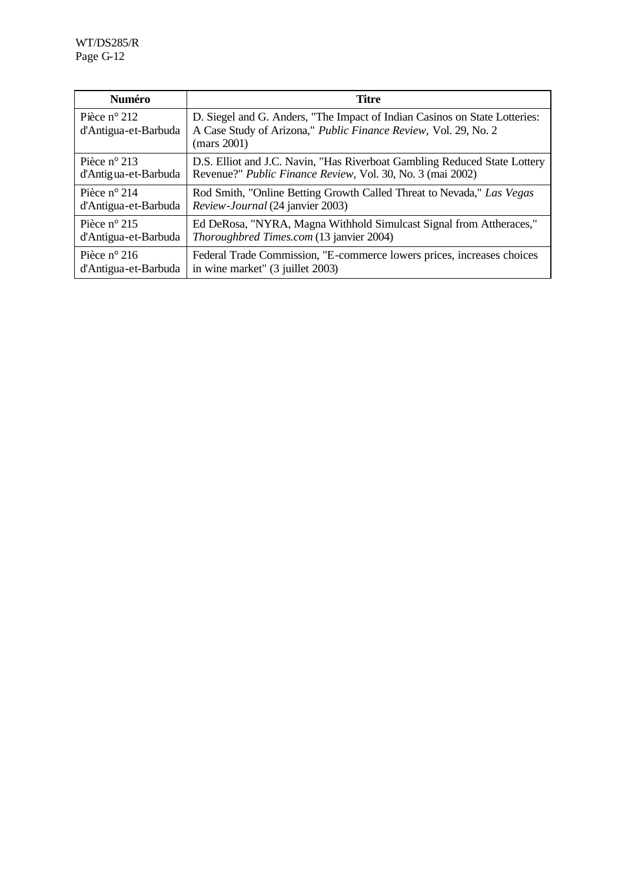| Numéro | Titre |
|---|---|
| Pièce n° 212 d'Antigua-et-Barbuda | D. Siegel and G. Anders, "The Impact of Indian Casinos on State Lotteries: A Case Study of Arizona," *Public Finance Review*, Vol. 29, No. 2 (mars 2001) |
| Pièce n° 213 d'Antigua-et-Barbuda | D.S. Elliot and J.C. Navin, "Has Riverboat Gambling Reduced State Lottery Revenue?" *Public Finance Review*, Vol. 30, No. 3 (mai 2002) |
| Pièce n° 214 d'Antigua-et-Barbuda | Rod Smith, "Online Betting Growth Called Threat to Nevada," *Las Vegas Review-Journal* (24 janvier 2003) |
| Pièce n° 215 d'Antigua-et-Barbuda | Ed DeRosa, "NYRA, Magna Withhold Simulcast Signal from Attheraces," *Thoroughbred Times.com* (13 janvier 2004) |
| Pièce n° 216 d'Antigua-et-Barbuda | Federal Trade Commission, "E-commerce lowers prices, increases choices in wine market" (3 juillet 2003) |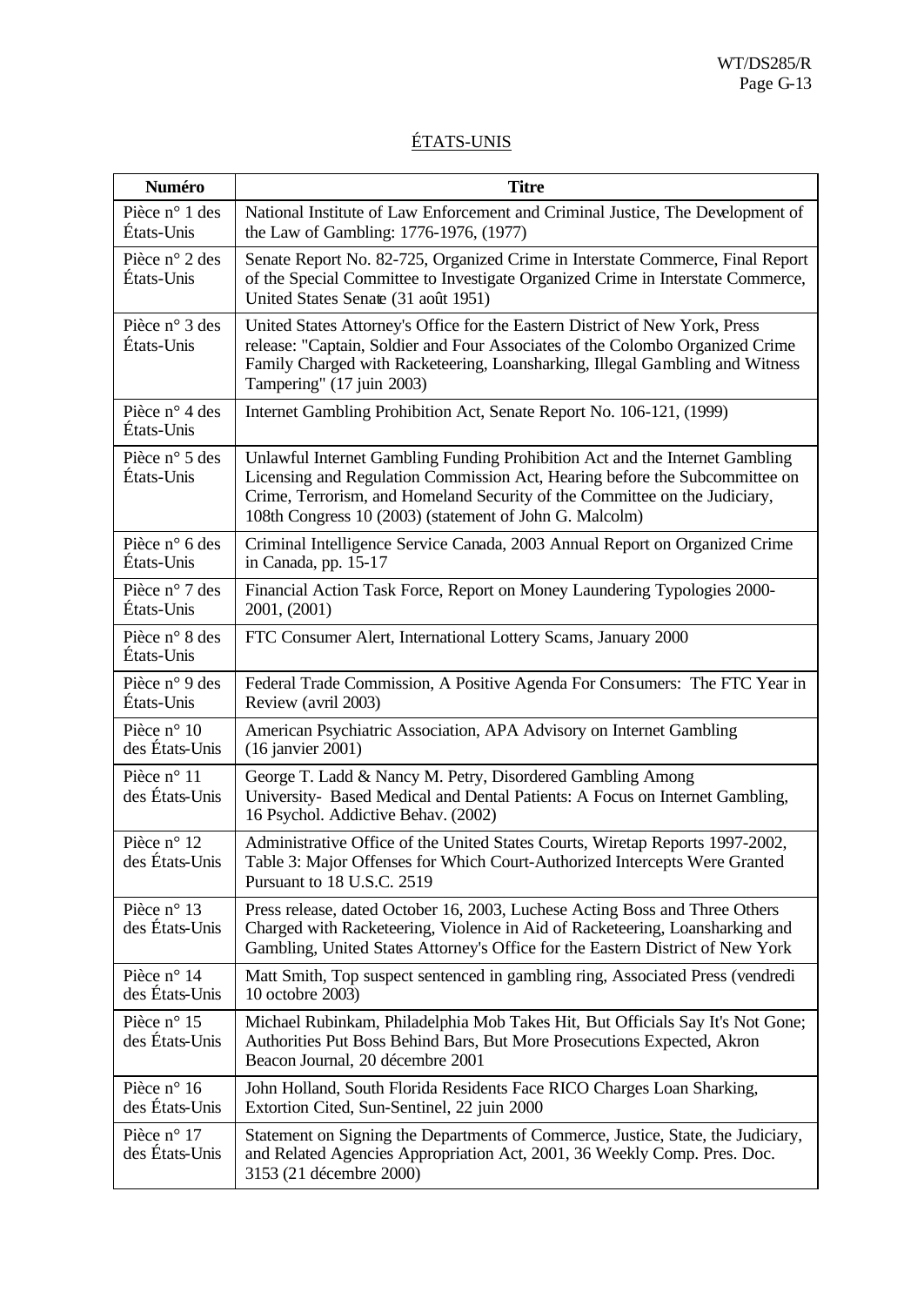## ÉTATS-UNIS

| Numéro | Titre |
|---|---|
| Pièce n° 1 des États-Unis | National Institute of Law Enforcement and Criminal Justice, The Development of the Law of Gambling: 1776-1976, (1977) |
| Pièce n° 2 des États-Unis | Senate Report No. 82-725, Organized Crime in Interstate Commerce, Final Report of the Special Committee to Investigate Organized Crime in Interstate Commerce, United States Senate (31 août 1951) |
| Pièce n° 3 des États-Unis | United States Attorney's Office for the Eastern District of New York, Press release: "Captain, Soldier and Four Associates of the Colombo Organized Crime Family Charged with Racketeering, Loansharking, Illegal Gambling and Witness Tampering" (17 juin 2003) |
| Pièce n° 4 des États-Unis | Internet Gambling Prohibition Act, Senate Report No. 106-121, (1999) |
| Pièce n° 5 des États-Unis | Unlawful Internet Gambling Funding Prohibition Act and the Internet Gambling Licensing and Regulation Commission Act, Hearing before the Subcommittee on Crime, Terrorism, and Homeland Security of the Committee on the Judiciary, 108th Congress 10 (2003) (statement of John G. Malcolm) |
| Pièce n° 6 des États-Unis | Criminal Intelligence Service Canada, 2003 Annual Report on Organized Crime in Canada, pp. 15-17 |
| Pièce n° 7 des États-Unis | Financial Action Task Force, Report on Money Laundering Typologies 2000-2001, (2001) |
| Pièce n° 8 des États-Unis | FTC Consumer Alert, International Lottery Scams, January 2000 |
| Pièce n° 9 des États-Unis | Federal Trade Commission, A Positive Agenda For Consumers: The FTC Year in Review (avril 2003) |
| Pièce n° 10 des États-Unis | American Psychiatric Association, APA Advisory on Internet Gambling (16 janvier 2001) |
| Pièce n° 11 des États-Unis | George T. Ladd & Nancy M. Petry, Disordered Gambling Among University- Based Medical and Dental Patients: A Focus on Internet Gambling, 16 Psychol. Addictive Behav. (2002) |
| Pièce n° 12 des États-Unis | Administrative Office of the United States Courts, Wiretap Reports 1997-2002, Table 3: Major Offenses for Which Court-Authorized Intercepts Were Granted Pursuant to 18 U.S.C. 2519 |
| Pièce n° 13 des États-Unis | Press release, dated October 16, 2003, Luchese Acting Boss and Three Others Charged with Racketeering, Violence in Aid of Racketeering, Loansharking and Gambling, United States Attorney's Office for the Eastern District of New York |
| Pièce n° 14 des États-Unis | Matt Smith, Top suspect sentenced in gambling ring, Associated Press (vendredi 10 octobre 2003) |
| Pièce n° 15 des États-Unis | Michael Rubinkam, Philadelphia Mob Takes Hit, But Officials Say It's Not Gone; Authorities Put Boss Behind Bars, But More Prosecutions Expected, Akron Beacon Journal, 20 décembre 2001 |
| Pièce n° 16 des États-Unis | John Holland, South Florida Residents Face RICO Charges Loan Sharking, Extortion Cited, Sun-Sentinel, 22 juin 2000 |
| Pièce n° 17 des États-Unis | Statement on Signing the Departments of Commerce, Justice, State, the Judiciary, and Related Agencies Appropriation Act, 2001, 36 Weekly Comp. Pres. Doc. 3153 (21 décembre 2000) |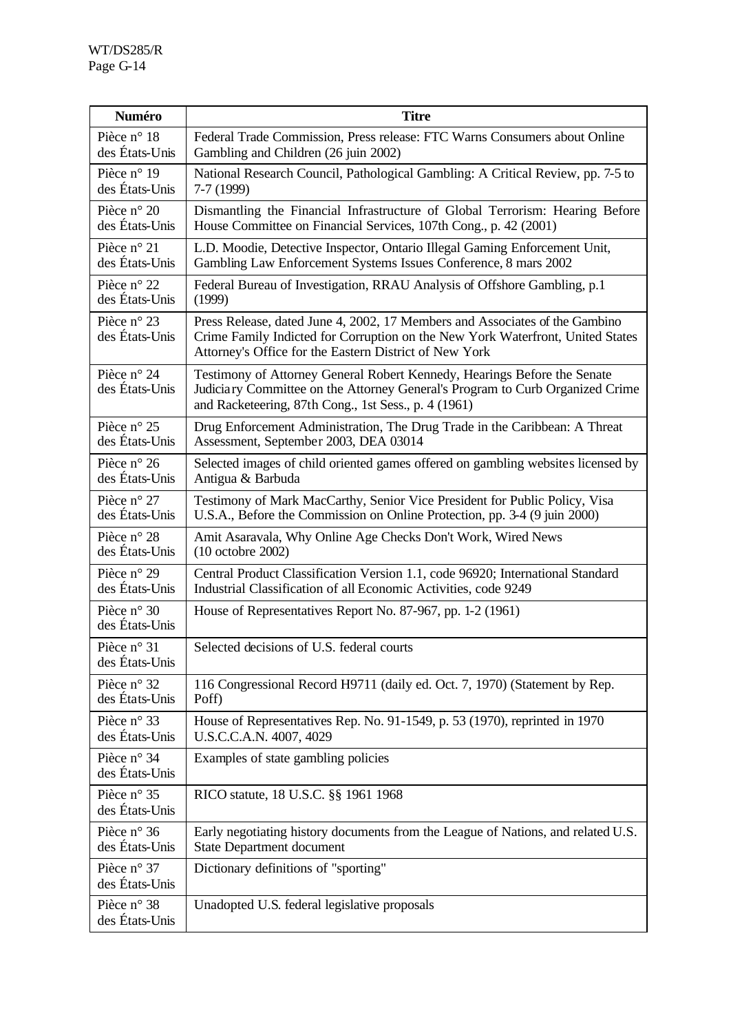| Numéro | Titre |
|---|---|
| Pièce n° 18 des États-Unis | Federal Trade Commission, Press release: FTC Warns Consumers about Online Gambling and Children (26 juin 2002) |
| Pièce n° 19 des États-Unis | National Research Council, Pathological Gambling: A Critical Review, pp. 7-5 to 7-7 (1999) |
| Pièce n° 20 des États-Unis | Dismantling the Financial Infrastructure of Global Terrorism: Hearing Before House Committee on Financial Services, 107th Cong., p. 42 (2001) |
| Pièce n° 21 des États-Unis | L.D. Moodie, Detective Inspector, Ontario Illegal Gaming Enforcement Unit, Gambling Law Enforcement Systems Issues Conference, 8 mars 2002 |
| Pièce n° 22 des États-Unis | Federal Bureau of Investigation, RRAU Analysis of Offshore Gambling, p.1 (1999) |
| Pièce n° 23 des États-Unis | Press Release, dated June 4, 2002, 17 Members and Associates of the Gambino Crime Family Indicted for Corruption on the New York Waterfront, United States Attorney's Office for the Eastern District of New York |
| Pièce n° 24 des États-Unis | Testimony of Attorney General Robert Kennedy, Hearings Before the Senate Judiciary Committee on the Attorney General's Program to Curb Organized Crime and Racketeering, 87th Cong., 1st Sess., p. 4 (1961) |
| Pièce n° 25 des États-Unis | Drug Enforcement Administration, The Drug Trade in the Caribbean: A Threat Assessment, September 2003, DEA 03014 |
| Pièce n° 26 des États-Unis | Selected images of child oriented games offered on gambling websites licensed by Antigua & Barbuda |
| Pièce n° 27 des États-Unis | Testimony of Mark MacCarthy, Senior Vice President for Public Policy, Visa U.S.A., Before the Commission on Online Protection, pp. 3-4 (9 juin 2000) |
| Pièce n° 28 des États-Unis | Amit Asaravala, Why Online Age Checks Don't Work, Wired News (10 octobre 2002) |
| Pièce n° 29 des États-Unis | Central Product Classification Version 1.1, code 96920; International Standard Industrial Classification of all Economic Activities, code 9249 |
| Pièce n° 30 des États-Unis | House of Representatives Report No. 87-967, pp. 1-2 (1961) |
| Pièce n° 31 des États-Unis | Selected decisions of U.S. federal courts |
| Pièce n° 32 des États-Unis | 116 Congressional Record H9711 (daily ed. Oct. 7, 1970) (Statement by Rep. Poff) |
| Pièce n° 33 des États-Unis | House of Representatives Rep. No. 91-1549, p. 53 (1970), reprinted in 1970 U.S.C.C.A.N. 4007, 4029 |
| Pièce n° 34 des États-Unis | Examples of state gambling policies |
| Pièce n° 35 des États-Unis | RICO statute, 18 U.S.C. §§ 1961 1968 |
| Pièce n° 36 des États-Unis | Early negotiating history documents from the League of Nations, and related U.S. State Department document |
| Pièce n° 37 des États-Unis | Dictionary definitions of "sporting" |
| Pièce n° 38 des États-Unis | Unadopted U.S. federal legislative proposals |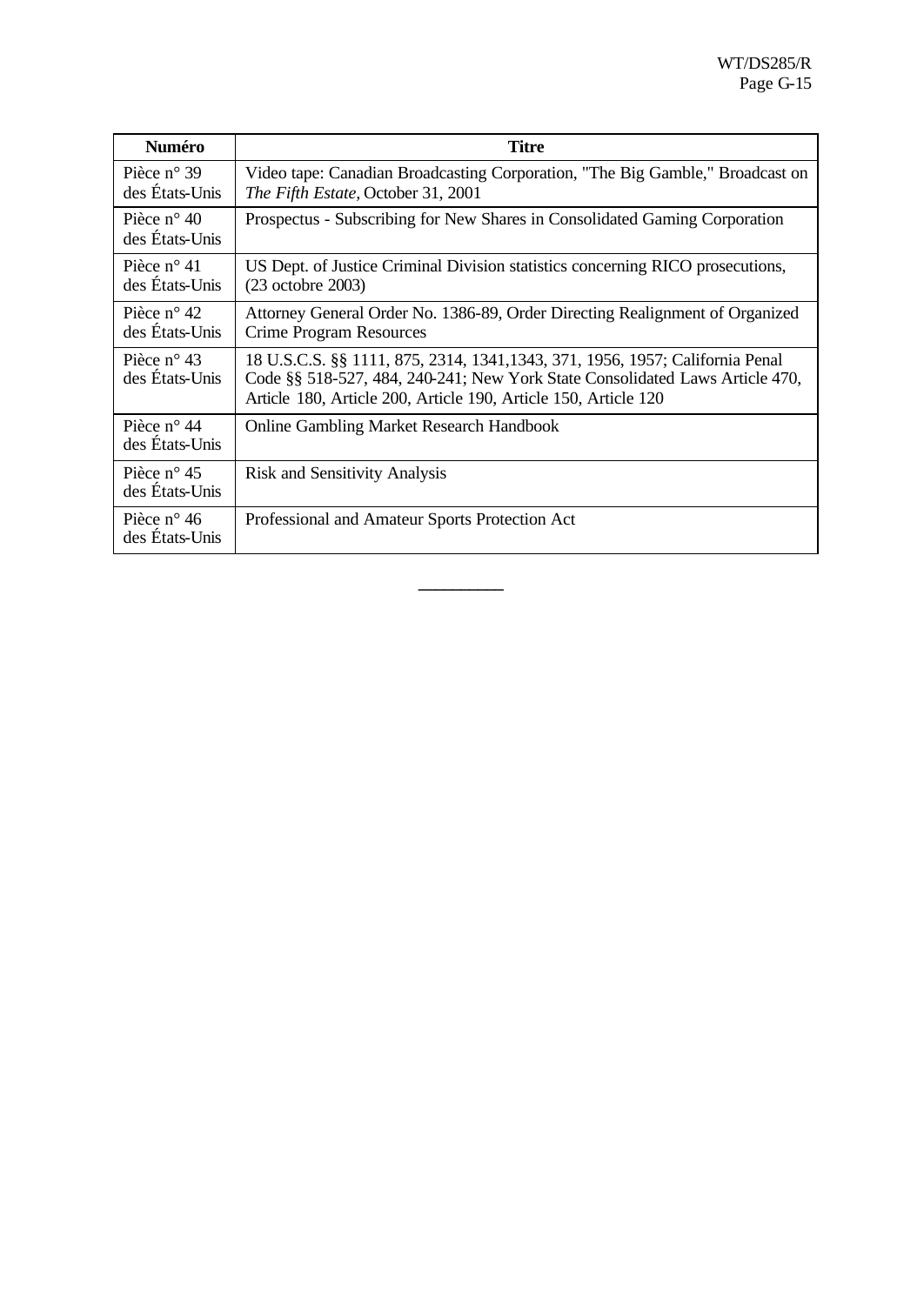| Numéro | Titre |
|---|---|
| Pièce n° 39 des États-Unis | Video tape: Canadian Broadcasting Corporation, "The Big Gamble," Broadcast on *The Fifth Estate*, October 31, 2001 |
| Pièce n° 40 des États-Unis | Prospectus - Subscribing for New Shares in Consolidated Gaming Corporation |
| Pièce n° 41 des États-Unis | US Dept. of Justice Criminal Division statistics concerning RICO prosecutions, (23 octobre 2003) |
| Pièce n° 42 des États-Unis | Attorney General Order No. 1386-89, Order Directing Realignment of Organized Crime Program Resources |
| Pièce n° 43 des États-Unis | 18 U.S.C.S. §§ 1111, 875, 2314, 1341,1343, 371, 1956, 1957; California Penal Code §§ 518-527, 484, 240-241; New York State Consolidated Laws Article 470, Article 180, Article 200, Article 190, Article 150, Article 120 |
| Pièce n° 44 des États-Unis | Online Gambling Market Research Handbook |
| Pièce n° 45 des États-Unis | Risk and Sensitivity Analysis |
| Pièce n° 46 des États-Unis | Professional and Amateur Sports Protection Act |

__________